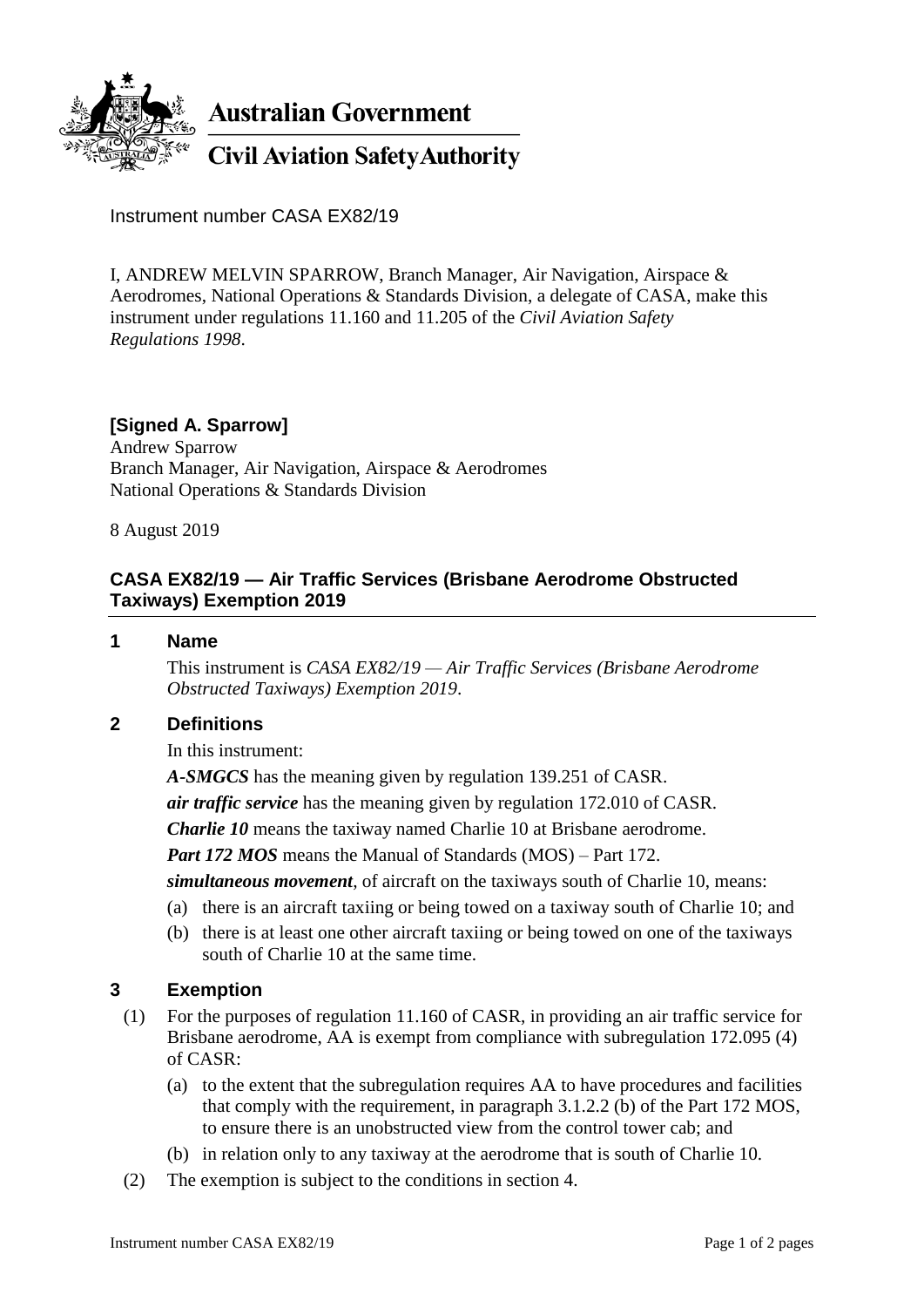**Australian Government**

**Civil Aviation Safety Authority**

Instrument number CASA EX82/19

I, ANDREW MELVIN SPARROW, Branch Manager, Air Navigation, Airspace & Aerodromes, National Operations & Standards Division, a delegate of CASA, make this instrument under regulations 11.160 and 11.205 of the *Civil Aviation Safety Regulations 1998*.

**[Signed A. Sparrow]**
Andrew Sparrow
Branch Manager, Air Navigation, Airspace & Aerodromes
National Operations & Standards Division

8 August 2019

## CASA EX82/19 — Air Traffic Services (Brisbane Aerodrome Obstructed Taxiways) Exemption 2019

### 1 Name

This instrument is *CASA EX82/19 — Air Traffic Services (Brisbane Aerodrome Obstructed Taxiways) Exemption 2019*.

### 2 Definitions

In this instrument:

***A-SMGCS*** has the meaning given by regulation 139.251 of CASR.

***air traffic service*** has the meaning given by regulation 172.010 of CASR.

***Charlie 10*** means the taxiway named Charlie 10 at Brisbane aerodrome.

***Part 172 MOS*** means the Manual of Standards (MOS) – Part 172.

***simultaneous movement***, of aircraft on the taxiways south of Charlie 10, means:

(a) there is an aircraft taxiing or being towed on a taxiway south of Charlie 10; and

(b) there is at least one other aircraft taxiing or being towed on one of the taxiways south of Charlie 10 at the same time.

### 3 Exemption

(1) For the purposes of regulation 11.160 of CASR, in providing an air traffic service for Brisbane aerodrome, AA is exempt from compliance with subregulation 172.095 (4) of CASR:

(a) to the extent that the subregulation requires AA to have procedures and facilities that comply with the requirement, in paragraph 3.1.2.2 (b) of the Part 172 MOS, to ensure there is an unobstructed view from the control tower cab; and

(b) in relation only to any taxiway at the aerodrome that is south of Charlie 10.

(2) The exemption is subject to the conditions in section 4.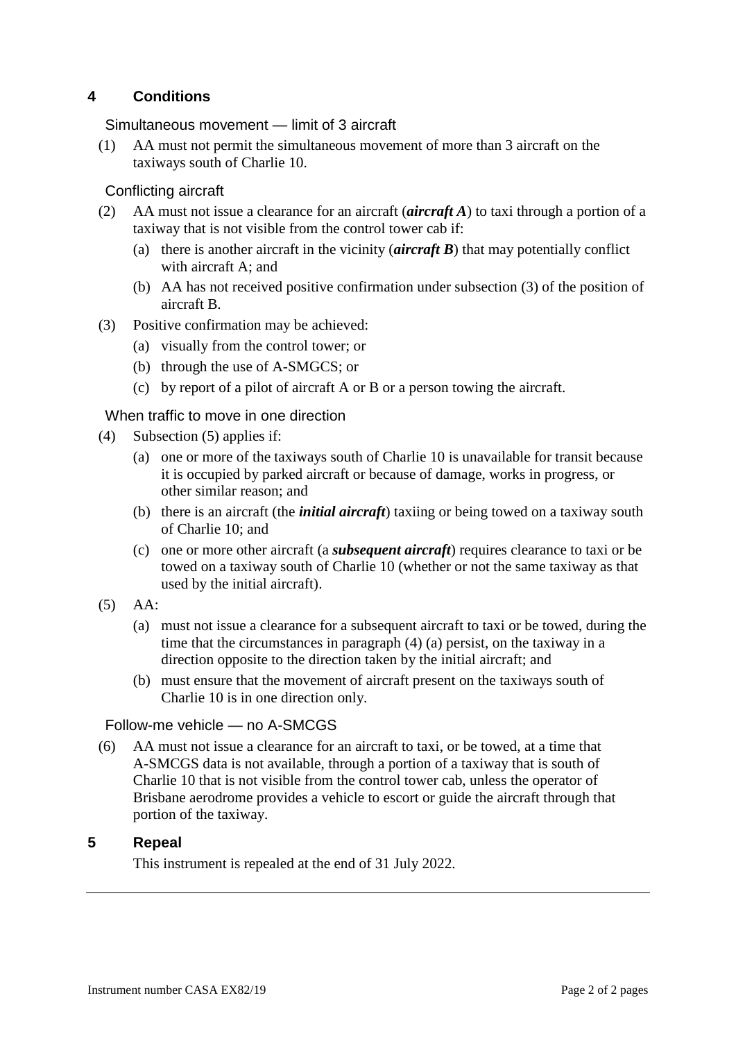## 4 Conditions

Simultaneous movement — limit of 3 aircraft

(1) AA must not permit the simultaneous movement of more than 3 aircraft on the taxiways south of Charlie 10.

Conflicting aircraft

(2) AA must not issue a clearance for an aircraft (***aircraft A***) to taxi through a portion of a taxiway that is not visible from the control tower cab if:

- (a) there is another aircraft in the vicinity (***aircraft B***) that may potentially conflict with aircraft A; and
- (b) AA has not received positive confirmation under subsection (3) of the position of aircraft B.

(3) Positive confirmation may be achieved:

- (a) visually from the control tower; or
- (b) through the use of A-SMGCS; or
- (c) by report of a pilot of aircraft A or B or a person towing the aircraft.

When traffic to move in one direction

(4) Subsection (5) applies if:

- (a) one or more of the taxiways south of Charlie 10 is unavailable for transit because it is occupied by parked aircraft or because of damage, works in progress, or other similar reason; and
- (b) there is an aircraft (the ***initial aircraft***) taxiing or being towed on a taxiway south of Charlie 10; and
- (c) one or more other aircraft (a ***subsequent aircraft***) requires clearance to taxi or be towed on a taxiway south of Charlie 10 (whether or not the same taxiway as that used by the initial aircraft).

(5) AA:

- (a) must not issue a clearance for a subsequent aircraft to taxi or be towed, during the time that the circumstances in paragraph (4) (a) persist, on the taxiway in a direction opposite to the direction taken by the initial aircraft; and
- (b) must ensure that the movement of aircraft present on the taxiways south of Charlie 10 is in one direction only.

Follow-me vehicle — no A-SMCGS

(6) AA must not issue a clearance for an aircraft to taxi, or be towed, at a time that A-SMCGS data is not available, through a portion of a taxiway that is south of Charlie 10 that is not visible from the control tower cab, unless the operator of Brisbane aerodrome provides a vehicle to escort or guide the aircraft through that portion of the taxiway.

## 5 Repeal

This instrument is repealed at the end of 31 July 2022.